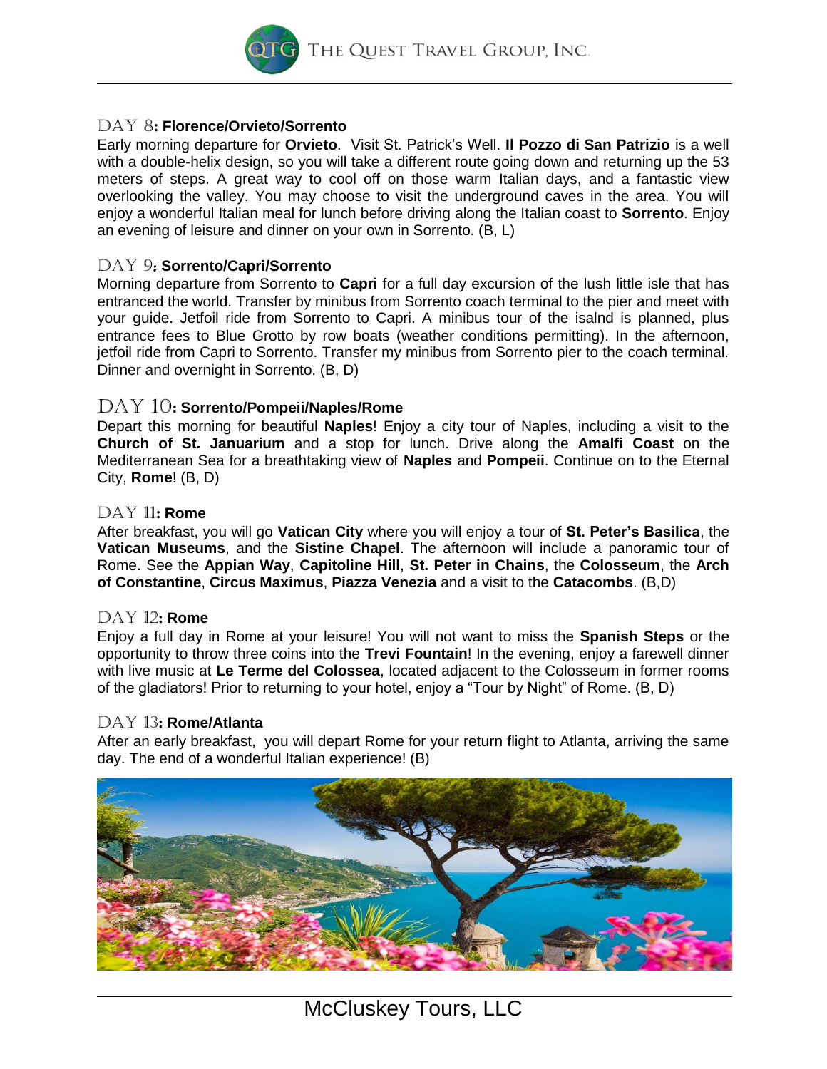## DAY 8: Florence/Orvieto/Sorrento

Early morning departure for **Orvieto**. Visit St. Patrick's Well. **Il Pozzo di San Patrizio** is a well with a double-helix design, so you will take a different route going down and returning up the 53 meters of steps. A great way to cool off on those warm Italian days, and a fantastic view overlooking the valley. You may choose to visit the underground caves in the area. You will enjoy a wonderful Italian meal for lunch before driving along the Italian coast to **Sorrento**. Enjoy an evening of leisure and dinner on your own in Sorrento. (B, L)

## DAY 9: Sorrento/Capri/Sorrento

Morning departure from Sorrento to **Capri** for a full day excursion of the lush little isle that has entranced the world. Transfer by minibus from Sorrento coach terminal to the pier and meet with your guide. Jetfoil ride from Sorrento to Capri. A minibus tour of the isalnd is planned, plus entrance fees to Blue Grotto by row boats (weather conditions permitting). In the afternoon, jetfoil ride from Capri to Sorrento. Transfer my minibus from Sorrento pier to the coach terminal. Dinner and overnight in Sorrento. (B, D)

## DAY 10: Sorrento/Pompeii/Naples/Rome

Depart this morning for beautiful **Naples**! Enjoy a city tour of Naples, including a visit to the **Church of St. Januarium** and a stop for lunch. Drive along the **Amalfi Coast** on the Mediterranean Sea for a breathtaking view of **Naples** and **Pompeii**. Continue on to the Eternal City, **Rome**! (B, D)

## DAY 11: Rome

After breakfast, you will go **Vatican City** where you will enjoy a tour of **St. Peter's Basilica**, the **Vatican Museums**, and the **Sistine Chapel**. The afternoon will include a panoramic tour of Rome. See the **Appian Way**, **Capitoline Hill**, **St. Peter in Chains**, the **Colosseum**, the **Arch of Constantine**, **Circus Maximus**, **Piazza Venezia** and a visit to the **Catacombs**. (B,D)

## DAY 12: Rome

Enjoy a full day in Rome at your leisure! You will not want to miss the **Spanish Steps** or the opportunity to throw three coins into the **Trevi Fountain**! In the evening, enjoy a farewell dinner with live music at **Le Terme del Colossea**, located adjacent to the Colosseum in former rooms of the gladiators! Prior to returning to your hotel, enjoy a "Tour by Night" of Rome. (B, D)

## DAY 13: Rome/Atlanta

After an early breakfast, you will depart Rome for your return flight to Atlanta, arriving the same day. The end of a wonderful Italian experience! (B)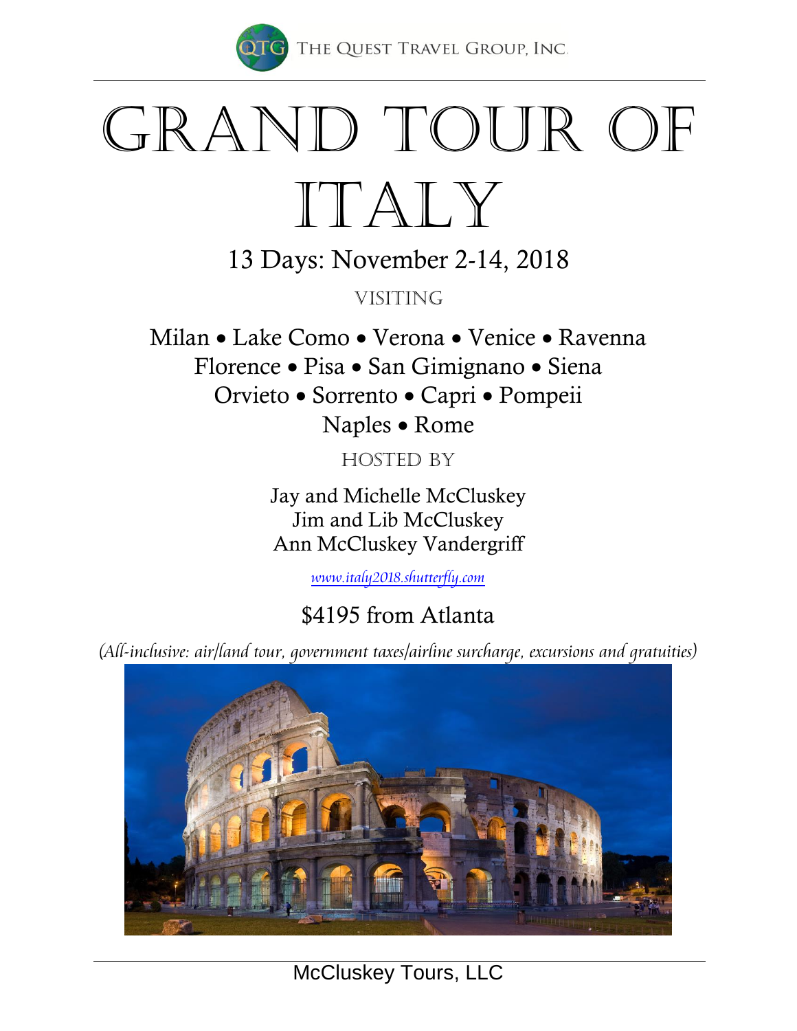THE QUEST TRAVEL GROUP, INC.

# GRAND TOUR OF ITALY

## 13 Days: November 2-14, 2018

VISITING

Milan • Lake Como • Verona • Venice • Ravenna
Florence • Pisa • San Gimignano • Siena
Orvieto • Sorrento • Capri • Pompeii
Naples • Rome

HOSTED BY

Jay and Michelle McCluskey
Jim and Lib McCluskey
Ann McCluskey Vandergriff

www.italy2018.shutterfly.com

## $4195 from Atlanta

*(All-inclusive: air/land tour, government taxes/airline surcharge, excursions and gratuities)*

McCluskey Tours, LLC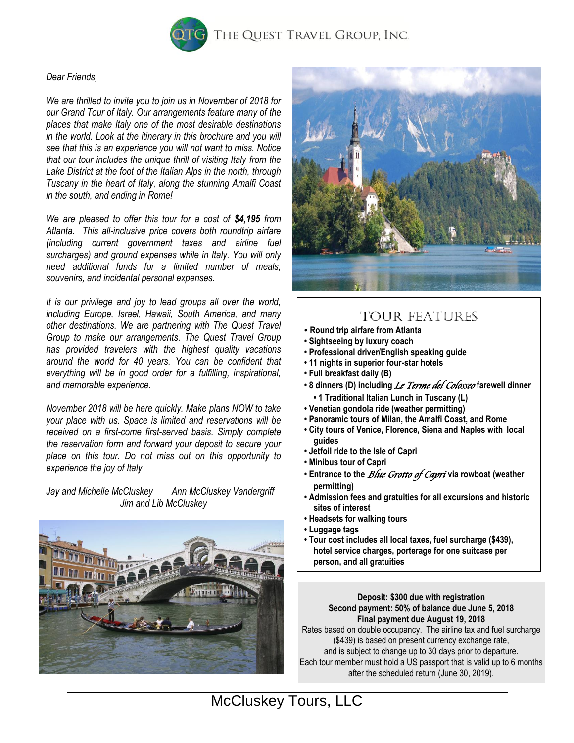THE QUEST TRAVEL GROUP, INC.

*Dear Friends,*

*We are thrilled to invite you to join us in November of 2018 for our Grand Tour of Italy. Our arrangements feature many of the places that make Italy one of the most desirable destinations in the world. Look at the itinerary in this brochure and you will see that this is an experience you will not want to miss. Notice that our tour includes the unique thrill of visiting Italy from the Lake District at the foot of the Italian Alps in the north, through Tuscany in the heart of Italy, along the stunning Amalfi Coast in the south, and ending in Rome!*

*We are pleased to offer this tour for a cost of **$4,195** from Atlanta. This all-inclusive price covers both roundtrip airfare (including current government taxes and airline fuel surcharges) and ground expenses while in Italy. You will only need additional funds for a limited number of meals, souvenirs, and incidental personal expenses.*

*It is our privilege and joy to lead groups all over the world, including Europe, Israel, Hawaii, South America, and many other destinations. We are partnering with The Quest Travel Group to make our arrangements. The Quest Travel Group has provided travelers with the highest quality vacations around the world for 40 years. You can be confident that everything will be in good order for a fulfilling, inspirational, and memorable experience.*

*November 2018 will be here quickly. Make plans NOW to take your place with us. Space is limited and reservations will be received on a first-come first-served basis. Simply complete the reservation form and forward your deposit to secure your place on this tour. Do not miss out on this opportunity to experience the joy of Italy*

*Jay and Michelle McCluskey    Ann McCluskey Vandergriff*
*Jim and Lib McCluskey*

## TOUR FEATURES

- **Round trip airfare from Atlanta**
- **Sightseeing by luxury coach**
- **Professional driver/English speaking guide**
- **11 nights in superior four-star hotels**
- **Full breakfast daily (B)**
- **8 dinners (D) including *Le Terme del Colosseo* farewell dinner**
  - **1 Traditional Italian Lunch in Tuscany (L)**
- **Venetian gondola ride (weather permitting)**
- **Panoramic tours of Milan, the Amalfi Coast, and Rome**
- **City tours of Venice, Florence, Siena and Naples with local guides**
- **Jetfoil ride to the Isle of Capri**
- **Minibus tour of Capri**
- **Entrance to the *Blue Grotto of Capri* via rowboat (weather permitting)**
- **Admission fees and gratuities for all excursions and historic sites of interest**
- **Headsets for walking tours**
- **Luggage tags**
- **Tour cost includes all local taxes, fuel surcharge ($439), hotel service charges, porterage for one suitcase per person, and all gratuities**

**Deposit: $300 due with registration**
**Second payment: 50% of balance due June 5, 2018**
**Final payment due August 19, 2018**

Rates based on double occupancy. The airline tax and fuel surcharge ($439) is based on present currency exchange rate, and is subject to change up to 30 days prior to departure.
Each tour member must hold a US passport that is valid up to 6 months after the scheduled return (June 30, 2019).

McCluskey Tours, LLC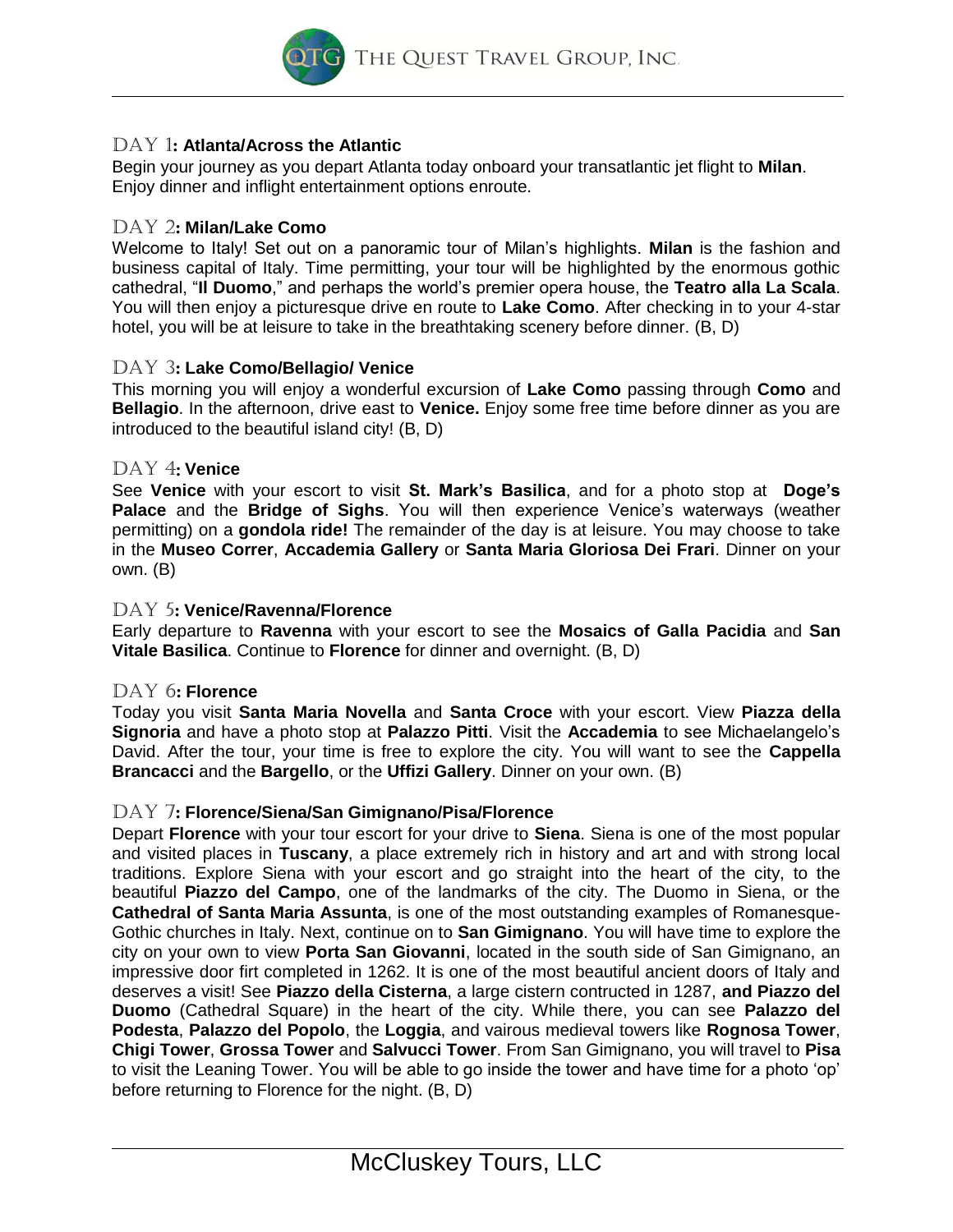## DAY 1: Atlanta/Across the Atlantic

Begin your journey as you depart Atlanta today onboard your transatlantic jet flight to **Milan**. Enjoy dinner and inflight entertainment options enroute.

## DAY 2: Milan/Lake Como

Welcome to Italy! Set out on a panoramic tour of Milan's highlights. **Milan** is the fashion and business capital of Italy. Time permitting, your tour will be highlighted by the enormous gothic cathedral, "**Il Duomo**," and perhaps the world's premier opera house, the **Teatro alla La Scala**. You will then enjoy a picturesque drive en route to **Lake Como**. After checking in to your 4-star hotel, you will be at leisure to take in the breathtaking scenery before dinner. (B, D)

## DAY 3: Lake Como/Bellagio/ Venice

This morning you will enjoy a wonderful excursion of **Lake Como** passing through **Como** and **Bellagio**. In the afternoon, drive east to **Venice.** Enjoy some free time before dinner as you are introduced to the beautiful island city! (B, D)

## DAY 4: Venice

See **Venice** with your escort to visit **St. Mark's Basilica**, and for a photo stop at **Doge's Palace** and the **Bridge of Sighs**. You will then experience Venice's waterways (weather permitting) on a **gondola ride!** The remainder of the day is at leisure. You may choose to take in the **Museo Correr**, **Accademia Gallery** or **Santa Maria Gloriosa Dei Frari**. Dinner on your own. (B)

## DAY 5: Venice/Ravenna/Florence

Early departure to **Ravenna** with your escort to see the **Mosaics of Galla Pacidia** and **San Vitale Basilica**. Continue to **Florence** for dinner and overnight. (B, D)

## DAY 6: Florence

Today you visit **Santa Maria Novella** and **Santa Croce** with your escort. View **Piazza della Signoria** and have a photo stop at **Palazzo Pitti**. Visit the **Accademia** to see Michaelangelo's David. After the tour, your time is free to explore the city. You will want to see the **Cappella Brancacci** and the **Bargello**, or the **Uffizi Gallery**. Dinner on your own. (B)

## DAY 7: Florence/Siena/San Gimignano/Pisa/Florence

Depart **Florence** with your tour escort for your drive to **Siena**. Siena is one of the most popular and visited places in **Tuscany**, a place extremely rich in history and art and with strong local traditions. Explore Siena with your escort and go straight into the heart of the city, to the beautiful **Piazzo del Campo**, one of the landmarks of the city. The Duomo in Siena, or the **Cathedral of Santa Maria Assunta**, is one of the most outstanding examples of Romanesque-Gothic churches in Italy. Next, continue on to **San Gimignano**. You will have time to explore the city on your own to view **Porta San Giovanni**, located in the south side of San Gimignano, an impressive door firt completed in 1262. It is one of the most beautiful ancient doors of Italy and deserves a visit! See **Piazzo della Cisterna**, a large cistern contructed in 1287, **and Piazzo del Duomo** (Cathedral Square) in the heart of the city. While there, you can see **Palazzo del Podesta**, **Palazzo del Popolo**, the **Loggia**, and vairous medieval towers like **Rognosa Tower**, **Chigi Tower**, **Grossa Tower** and **Salvucci Tower**. From San Gimignano, you will travel to **Pisa** to visit the Leaning Tower. You will be able to go inside the tower and have time for a photo 'op' before returning to Florence for the night. (B, D)